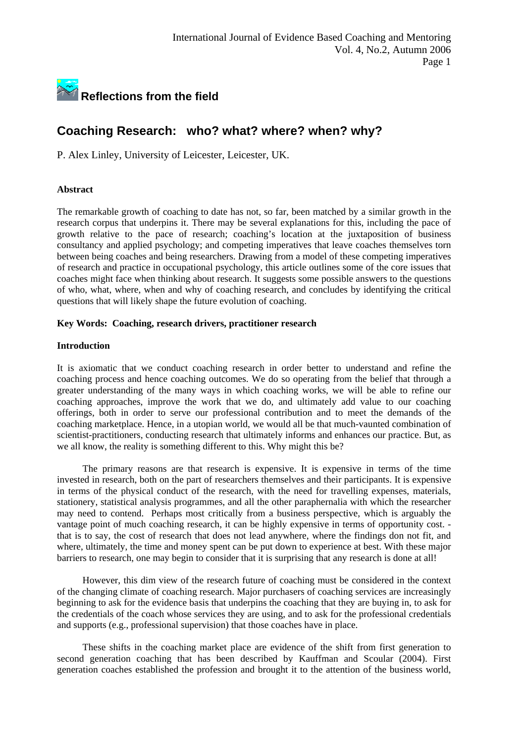## Reflections from the field

# Coaching Research: who? what? where? when? why?

P. Alex Linley, University of Leicester, Leicester, UK.

**Abstract**

The remarkable growth of coaching to date has not, so far, been matched by a similar growth in the research corpus that underpins it. There may be several explanations for this, including the pace of growth relative to the pace of research; coaching's location at the juxtaposition of business consultancy and applied psychology; and competing imperatives that leave coaches themselves torn between being coaches and being researchers. Drawing from a model of these competing imperatives of research and practice in occupational psychology, this article outlines some of the core issues that coaches might face when thinking about research. It suggests some possible answers to the questions of who, what, where, when and why of coaching research, and concludes by identifying the critical questions that will likely shape the future evolution of coaching.

**Key Words: Coaching, research drivers, practitioner research**

**Introduction**

It is axiomatic that we conduct coaching research in order better to understand and refine the coaching process and hence coaching outcomes. We do so operating from the belief that through a greater understanding of the many ways in which coaching works, we will be able to refine our coaching approaches, improve the work that we do, and ultimately add value to our coaching offerings, both in order to serve our professional contribution and to meet the demands of the coaching marketplace. Hence, in a utopian world, we would all be that much-vaunted combination of scientist-practitioners, conducting research that ultimately informs and enhances our practice. But, as we all know, the reality is something different to this. Why might this be?

The primary reasons are that research is expensive. It is expensive in terms of the time invested in research, both on the part of researchers themselves and their participants. It is expensive in terms of the physical conduct of the research, with the need for travelling expenses, materials, stationery, statistical analysis programmes, and all the other paraphernalia with which the researcher may need to contend. Perhaps most critically from a business perspective, which is arguably the vantage point of much coaching research, it can be highly expensive in terms of opportunity cost. - that is to say, the cost of research that does not lead anywhere, where the findings don not fit, and where, ultimately, the time and money spent can be put down to experience at best. With these major barriers to research, one may begin to consider that it is surprising that any research is done at all!

However, this dim view of the research future of coaching must be considered in the context of the changing climate of coaching research. Major purchasers of coaching services are increasingly beginning to ask for the evidence basis that underpins the coaching that they are buying in, to ask for the credentials of the coach whose services they are using, and to ask for the professional credentials and supports (e.g., professional supervision) that those coaches have in place.

These shifts in the coaching market place are evidence of the shift from first generation to second generation coaching that has been described by Kauffman and Scoular (2004). First generation coaches established the profession and brought it to the attention of the business world,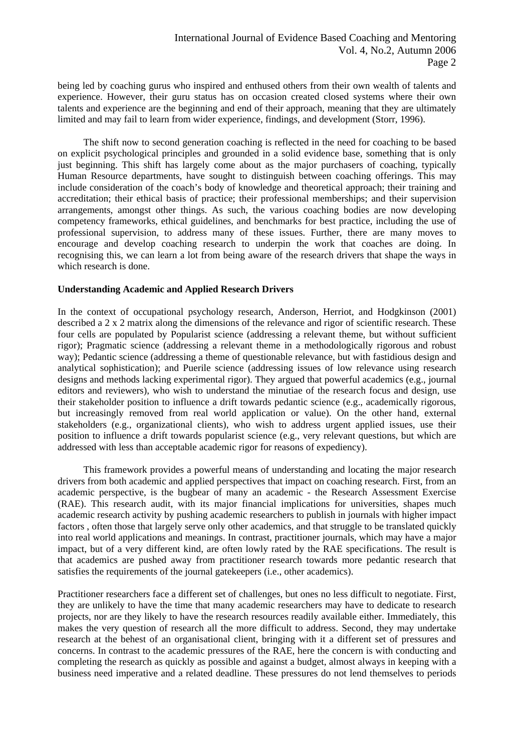being led by coaching gurus who inspired and enthused others from their own wealth of talents and experience. However, their guru status has on occasion created closed systems where their own talents and experience are the beginning and end of their approach, meaning that they are ultimately limited and may fail to learn from wider experience, findings, and development (Storr, 1996).

The shift now to second generation coaching is reflected in the need for coaching to be based on explicit psychological principles and grounded in a solid evidence base, something that is only just beginning. This shift has largely come about as the major purchasers of coaching, typically Human Resource departments, have sought to distinguish between coaching offerings. This may include consideration of the coach's body of knowledge and theoretical approach; their training and accreditation; their ethical basis of practice; their professional memberships; and their supervision arrangements, amongst other things. As such, the various coaching bodies are now developing competency frameworks, ethical guidelines, and benchmarks for best practice, including the use of professional supervision, to address many of these issues. Further, there are many moves to encourage and develop coaching research to underpin the work that coaches are doing. In recognising this, we can learn a lot from being aware of the research drivers that shape the ways in which research is done.

**Understanding Academic and Applied Research Drivers**

In the context of occupational psychology research, Anderson, Herriot, and Hodgkinson (2001) described a 2 x 2 matrix along the dimensions of the relevance and rigor of scientific research. These four cells are populated by Popularist science (addressing a relevant theme, but without sufficient rigor); Pragmatic science (addressing a relevant theme in a methodologically rigorous and robust way); Pedantic science (addressing a theme of questionable relevance, but with fastidious design and analytical sophistication); and Puerile science (addressing issues of low relevance using research designs and methods lacking experimental rigor). They argued that powerful academics (e.g., journal editors and reviewers), who wish to understand the minutiae of the research focus and design, use their stakeholder position to influence a drift towards pedantic science (e.g., academically rigorous, but increasingly removed from real world application or value). On the other hand, external stakeholders (e.g., organizational clients), who wish to address urgent applied issues, use their position to influence a drift towards popularist science (e.g., very relevant questions, but which are addressed with less than acceptable academic rigor for reasons of expediency).

This framework provides a powerful means of understanding and locating the major research drivers from both academic and applied perspectives that impact on coaching research. First, from an academic perspective, is the bugbear of many an academic - the Research Assessment Exercise (RAE). This research audit, with its major financial implications for universities, shapes much academic research activity by pushing academic researchers to publish in journals with higher impact factors , often those that largely serve only other academics, and that struggle to be translated quickly into real world applications and meanings. In contrast, practitioner journals, which may have a major impact, but of a very different kind, are often lowly rated by the RAE specifications. The result is that academics are pushed away from practitioner research towards more pedantic research that satisfies the requirements of the journal gatekeepers (i.e., other academics).

Practitioner researchers face a different set of challenges, but ones no less difficult to negotiate. First, they are unlikely to have the time that many academic researchers may have to dedicate to research projects, nor are they likely to have the research resources readily available either. Immediately, this makes the very question of research all the more difficult to address. Second, they may undertake research at the behest of an organisational client, bringing with it a different set of pressures and concerns. In contrast to the academic pressures of the RAE, here the concern is with conducting and completing the research as quickly as possible and against a budget, almost always in keeping with a business need imperative and a related deadline. These pressures do not lend themselves to periods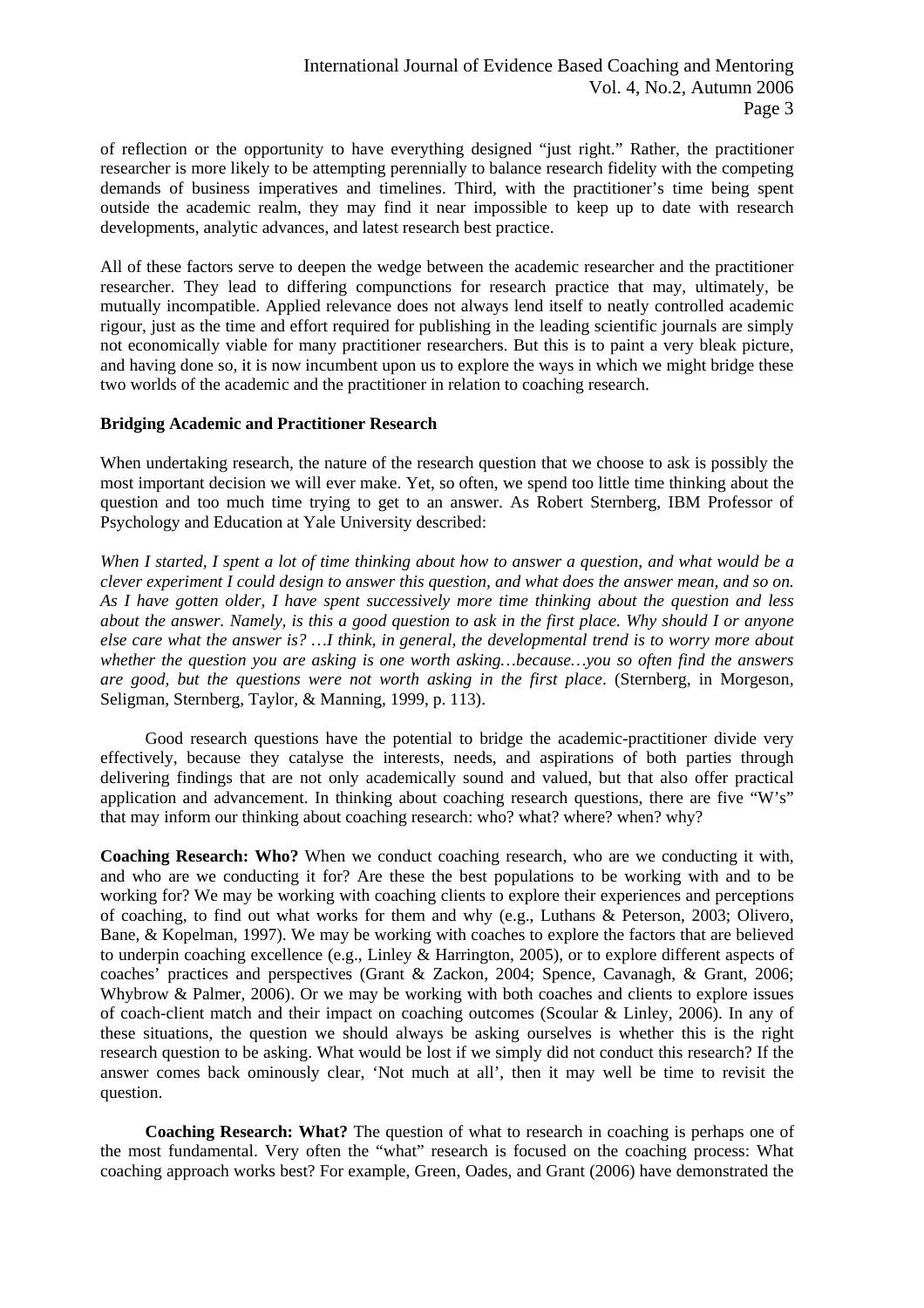of reflection or the opportunity to have everything designed "just right." Rather, the practitioner researcher is more likely to be attempting perennially to balance research fidelity with the competing demands of business imperatives and timelines. Third, with the practitioner's time being spent outside the academic realm, they may find it near impossible to keep up to date with research developments, analytic advances, and latest research best practice.

All of these factors serve to deepen the wedge between the academic researcher and the practitioner researcher. They lead to differing compunctions for research practice that may, ultimately, be mutually incompatible. Applied relevance does not always lend itself to neatly controlled academic rigour, just as the time and effort required for publishing in the leading scientific journals are simply not economically viable for many practitioner researchers. But this is to paint a very bleak picture, and having done so, it is now incumbent upon us to explore the ways in which we might bridge these two worlds of the academic and the practitioner in relation to coaching research.

**Bridging Academic and Practitioner Research**

When undertaking research, the nature of the research question that we choose to ask is possibly the most important decision we will ever make. Yet, so often, we spend too little time thinking about the question and too much time trying to get to an answer. As Robert Sternberg, IBM Professor of Psychology and Education at Yale University described:

*When I started, I spent a lot of time thinking about how to answer a question, and what would be a clever experiment I could design to answer this question, and what does the answer mean, and so on. As I have gotten older, I have spent successively more time thinking about the question and less about the answer. Namely, is this a good question to ask in the first place. Why should I or anyone else care what the answer is? …I think, in general, the developmental trend is to worry more about whether the question you are asking is one worth asking…because…you so often find the answers are good, but the questions were not worth asking in the first place*. (Sternberg, in Morgeson, Seligman, Sternberg, Taylor, & Manning, 1999, p. 113).

Good research questions have the potential to bridge the academic-practitioner divide very effectively, because they catalyse the interests, needs, and aspirations of both parties through delivering findings that are not only academically sound and valued, but that also offer practical application and advancement. In thinking about coaching research questions, there are five "W's" that may inform our thinking about coaching research: who? what? where? when? why?

**Coaching Research: Who?** When we conduct coaching research, who are we conducting it with, and who are we conducting it for? Are these the best populations to be working with and to be working for? We may be working with coaching clients to explore their experiences and perceptions of coaching, to find out what works for them and why (e.g., Luthans & Peterson, 2003; Olivero, Bane, & Kopelman, 1997). We may be working with coaches to explore the factors that are believed to underpin coaching excellence (e.g., Linley & Harrington, 2005), or to explore different aspects of coaches' practices and perspectives (Grant & Zackon, 2004; Spence, Cavanagh, & Grant, 2006; Whybrow & Palmer, 2006). Or we may be working with both coaches and clients to explore issues of coach-client match and their impact on coaching outcomes (Scoular & Linley, 2006). In any of these situations, the question we should always be asking ourselves is whether this is the right research question to be asking. What would be lost if we simply did not conduct this research? If the answer comes back ominously clear, 'Not much at all', then it may well be time to revisit the question.

**Coaching Research: What?** The question of what to research in coaching is perhaps one of the most fundamental. Very often the "what" research is focused on the coaching process: What coaching approach works best? For example, Green, Oades, and Grant (2006) have demonstrated the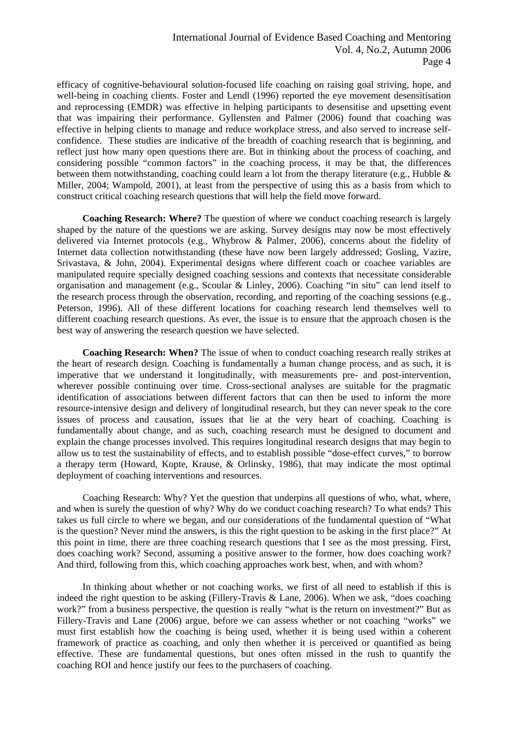efficacy of cognitive-behavioural solution-focused life coaching on raising goal striving, hope, and well-being in coaching clients. Foster and Lendl (1996) reported the eye movement desensitisation and reprocessing (EMDR) was effective in helping participants to desensitise and upsetting event that was impairing their performance. Gyllensten and Palmer (2006) found that coaching was effective in helping clients to manage and reduce workplace stress, and also served to increase self-confidence. These studies are indicative of the breadth of coaching research that is beginning, and reflect just how many open questions there are. But in thinking about the process of coaching, and considering possible "common factors" in the coaching process, it may be that, the differences between them notwithstanding, coaching could learn a lot from the therapy literature (e.g., Hubble & Miller, 2004; Wampold, 2001), at least from the perspective of using this as a basis from which to construct critical coaching research questions that will help the field move forward.

**Coaching Research: Where?** The question of where we conduct coaching research is largely shaped by the nature of the questions we are asking. Survey designs may now be most effectively delivered via Internet protocols (e.g., Whybrow & Palmer, 2006), concerns about the fidelity of Internet data collection notwithstanding (these have now been largely addressed; Gosling, Vazire, Srivastava, & John, 2004). Experimental designs where different coach or coachee variables are manipulated require specially designed coaching sessions and contexts that necessitate considerable organisation and management (e.g., Scoular & Linley, 2006). Coaching "in situ" can lend itself to the research process through the observation, recording, and reporting of the coaching sessions (e.g., Peterson, 1996). All of these different locations for coaching research lend themselves well to different coaching research questions. As ever, the issue is to ensure that the approach chosen is the best way of answering the research question we have selected.

**Coaching Research: When?** The issue of when to conduct coaching research really strikes at the heart of research design. Coaching is fundamentally a human change process, and as such, it is imperative that we understand it longitudinally, with measurements pre- and post-intervention, wherever possible continuing over time. Cross-sectional analyses are suitable for the pragmatic identification of associations between different factors that can then be used to inform the more resource-intensive design and delivery of longitudinal research, but they can never speak to the core issues of process and causation, issues that lie at the very heart of coaching. Coaching is fundamentally about change, and as such, coaching research must be designed to document and explain the change processes involved. This requires longitudinal research designs that may begin to allow us to test the sustainability of effects, and to establish possible "dose-effect curves," to borrow a therapy term (Howard, Kopte, Krause, & Orlinsky, 1986), that may indicate the most optimal deployment of coaching interventions and resources.

Coaching Research: Why? Yet the question that underpins all questions of who, what, where, and when is surely the question of why? Why do we conduct coaching research? To what ends? This takes us full circle to where we began, and our considerations of the fundamental question of "What is the question? Never mind the answers, is this the right question to be asking in the first place?" At this point in time, there are three coaching research questions that I see as the most pressing. First, does coaching work? Second, assuming a positive answer to the former, how does coaching work? And third, following from this, which coaching approaches work best, when, and with whom?

In thinking about whether or not coaching works, we first of all need to establish if this is indeed the right question to be asking (Fillery-Travis & Lane, 2006). When we ask, "does coaching work?" from a business perspective, the question is really "what is the return on investment?" But as Fillery-Travis and Lane (2006) argue, before we can assess whether or not coaching "works" we must first establish how the coaching is being used, whether it is being used within a coherent framework of practice as coaching, and only then whether it is perceived or quantified as being effective. These are fundamental questions, but ones often missed in the rush to quantify the coaching ROI and hence justify our fees to the purchasers of coaching.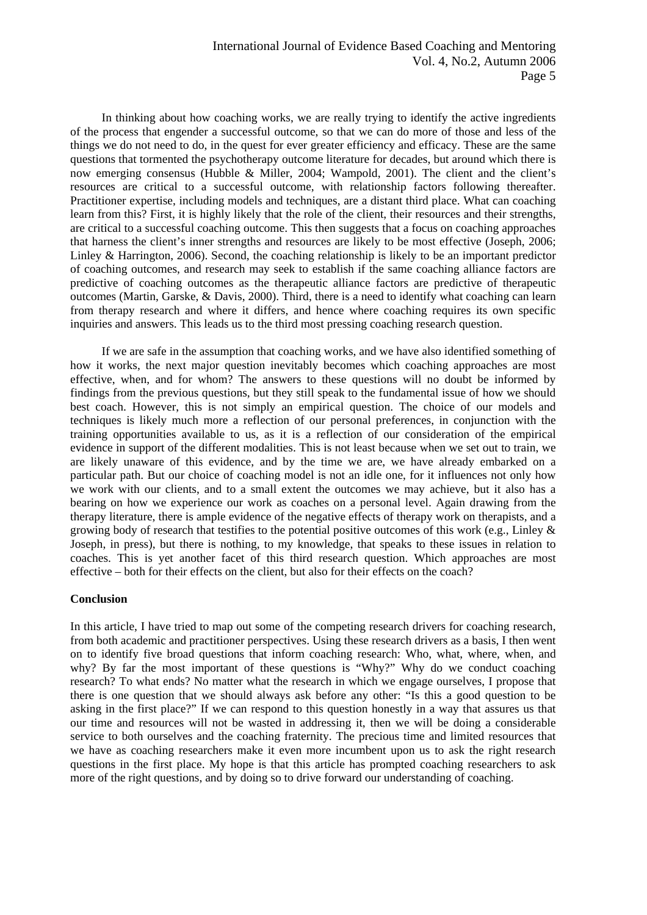In thinking about how coaching works, we are really trying to identify the active ingredients of the process that engender a successful outcome, so that we can do more of those and less of the things we do not need to do, in the quest for ever greater efficiency and efficacy. These are the same questions that tormented the psychotherapy outcome literature for decades, but around which there is now emerging consensus (Hubble & Miller, 2004; Wampold, 2001). The client and the client's resources are critical to a successful outcome, with relationship factors following thereafter. Practitioner expertise, including models and techniques, are a distant third place. What can coaching learn from this? First, it is highly likely that the role of the client, their resources and their strengths, are critical to a successful coaching outcome. This then suggests that a focus on coaching approaches that harness the client's inner strengths and resources are likely to be most effective (Joseph, 2006; Linley & Harrington, 2006). Second, the coaching relationship is likely to be an important predictor of coaching outcomes, and research may seek to establish if the same coaching alliance factors are predictive of coaching outcomes as the therapeutic alliance factors are predictive of therapeutic outcomes (Martin, Garske, & Davis, 2000). Third, there is a need to identify what coaching can learn from therapy research and where it differs, and hence where coaching requires its own specific inquiries and answers. This leads us to the third most pressing coaching research question.

If we are safe in the assumption that coaching works, and we have also identified something of how it works, the next major question inevitably becomes which coaching approaches are most effective, when, and for whom? The answers to these questions will no doubt be informed by findings from the previous questions, but they still speak to the fundamental issue of how we should best coach. However, this is not simply an empirical question. The choice of our models and techniques is likely much more a reflection of our personal preferences, in conjunction with the training opportunities available to us, as it is a reflection of our consideration of the empirical evidence in support of the different modalities. This is not least because when we set out to train, we are likely unaware of this evidence, and by the time we are, we have already embarked on a particular path. But our choice of coaching model is not an idle one, for it influences not only how we work with our clients, and to a small extent the outcomes we may achieve, but it also has a bearing on how we experience our work as coaches on a personal level. Again drawing from the therapy literature, there is ample evidence of the negative effects of therapy work on therapists, and a growing body of research that testifies to the potential positive outcomes of this work (e.g., Linley & Joseph, in press), but there is nothing, to my knowledge, that speaks to these issues in relation to coaches. This is yet another facet of this third research question. Which approaches are most effective – both for their effects on the client, but also for their effects on the coach?

**Conclusion**

In this article, I have tried to map out some of the competing research drivers for coaching research, from both academic and practitioner perspectives. Using these research drivers as a basis, I then went on to identify five broad questions that inform coaching research: Who, what, where, when, and why? By far the most important of these questions is "Why?" Why do we conduct coaching research? To what ends? No matter what the research in which we engage ourselves, I propose that there is one question that we should always ask before any other: "Is this a good question to be asking in the first place?" If we can respond to this question honestly in a way that assures us that our time and resources will not be wasted in addressing it, then we will be doing a considerable service to both ourselves and the coaching fraternity. The precious time and limited resources that we have as coaching researchers make it even more incumbent upon us to ask the right research questions in the first place. My hope is that this article has prompted coaching researchers to ask more of the right questions, and by doing so to drive forward our understanding of coaching.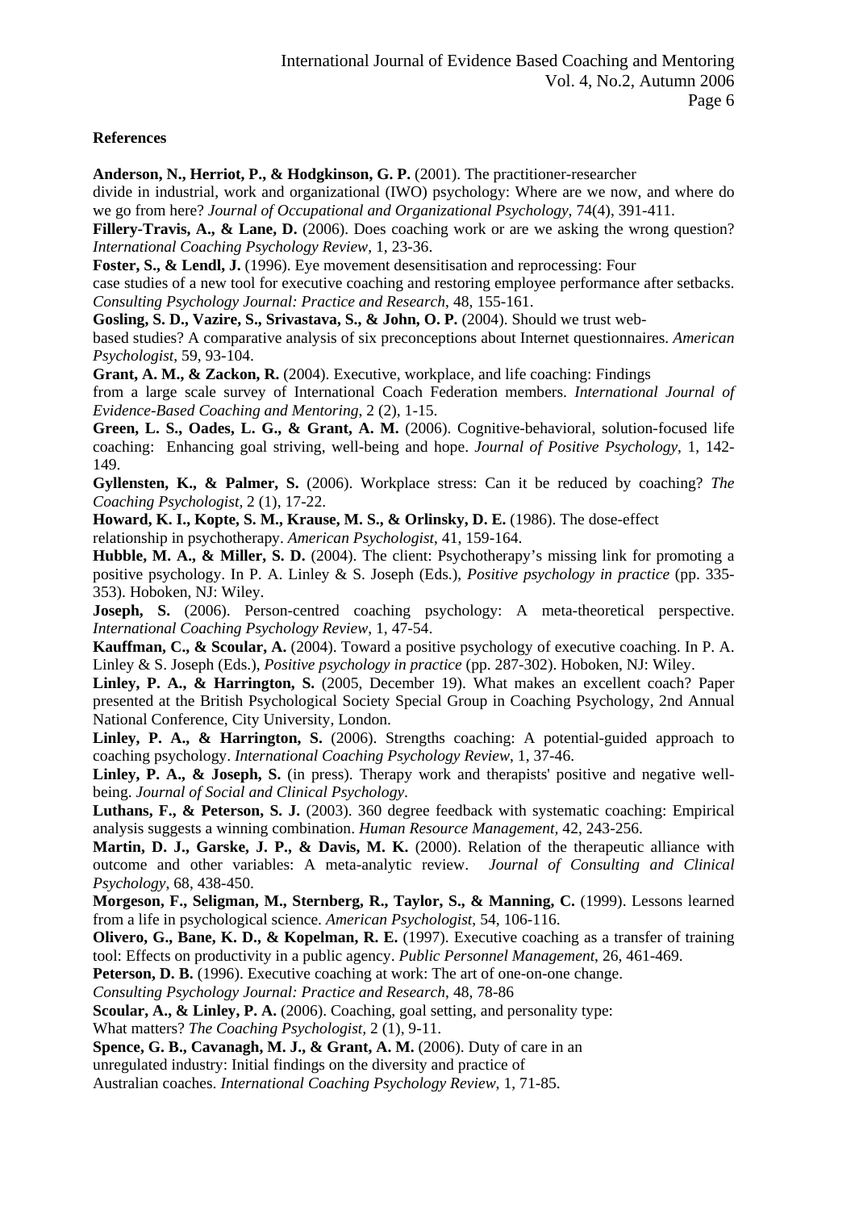**References**

**Anderson, N., Herriot, P., & Hodgkinson, G. P.** (2001). The practitioner-researcher divide in industrial, work and organizational (IWO) psychology: Where are we now, and where do we go from here? *Journal of Occupational and Organizational Psychology*, 74(4), 391-411.

**Fillery-Travis, A., & Lane, D.** (2006). Does coaching work or are we asking the wrong question? *International Coaching Psychology Review*, 1, 23-36.

**Foster, S., & Lendl, J.** (1996). Eye movement desensitisation and reprocessing: Four case studies of a new tool for executive coaching and restoring employee performance after setbacks. *Consulting Psychology Journal: Practice and Research*, 48, 155-161.

**Gosling, S. D., Vazire, S., Srivastava, S., & John, O. P.** (2004). Should we trust web-based studies? A comparative analysis of six preconceptions about Internet questionnaires. *American Psychologist*, 59, 93-104.

**Grant, A. M., & Zackon, R.** (2004). Executive, workplace, and life coaching: Findings from a large scale survey of International Coach Federation members. *International Journal of Evidence-Based Coaching and Mentoring*, 2 (2), 1-15.

**Green, L. S., Oades, L. G., & Grant, A. M.** (2006). Cognitive-behavioral, solution-focused life coaching: Enhancing goal striving, well-being and hope. *Journal of Positive Psychology*, 1, 142-149.

**Gyllensten, K., & Palmer, S.** (2006). Workplace stress: Can it be reduced by coaching? *The Coaching Psychologist*, 2 (1), 17-22.

**Howard, K. I., Kopte, S. M., Krause, M. S., & Orlinsky, D. E.** (1986). The dose-effect relationship in psychotherapy. *American Psychologist*, 41, 159-164.

**Hubble, M. A., & Miller, S. D.** (2004). The client: Psychotherapy's missing link for promoting a positive psychology. In P. A. Linley & S. Joseph (Eds.), *Positive psychology in practice* (pp. 335-353). Hoboken, NJ: Wiley.

**Joseph, S.** (2006). Person-centred coaching psychology: A meta-theoretical perspective. *International Coaching Psychology Review*, 1, 47-54.

**Kauffman, C., & Scoular, A.** (2004). Toward a positive psychology of executive coaching. In P. A. Linley & S. Joseph (Eds.), *Positive psychology in practice* (pp. 287-302). Hoboken, NJ: Wiley.

**Linley, P. A., & Harrington, S.** (2005, December 19). What makes an excellent coach? Paper presented at the British Psychological Society Special Group in Coaching Psychology, 2nd Annual National Conference, City University, London.

**Linley, P. A., & Harrington, S.** (2006). Strengths coaching: A potential-guided approach to coaching psychology. *International Coaching Psychology Review*, 1, 37-46.

**Linley, P. A., & Joseph, S.** (in press). Therapy work and therapists' positive and negative well-being. *Journal of Social and Clinical Psychology*.

**Luthans, F., & Peterson, S. J.** (2003). 360 degree feedback with systematic coaching: Empirical analysis suggests a winning combination. *Human Resource Management*, 42, 243-256.

**Martin, D. J., Garske, J. P., & Davis, M. K.** (2000). Relation of the therapeutic alliance with outcome and other variables: A meta-analytic review. *Journal of Consulting and Clinical Psychology*, 68, 438-450.

**Morgeson, F., Seligman, M., Sternberg, R., Taylor, S., & Manning, C.** (1999). Lessons learned from a life in psychological science. *American Psychologist*, 54, 106-116.

**Olivero, G., Bane, K. D., & Kopelman, R. E.** (1997). Executive coaching as a transfer of training tool: Effects on productivity in a public agency. *Public Personnel Management*, 26, 461-469.

**Peterson, D. B.** (1996). Executive coaching at work: The art of one-on-one change. *Consulting Psychology Journal: Practice and Research*, 48, 78-86

**Scoular, A., & Linley, P. A.** (2006). Coaching, goal setting, and personality type: What matters? *The Coaching Psychologist*, 2 (1), 9-11.

**Spence, G. B., Cavanagh, M. J., & Grant, A. M.** (2006). Duty of care in an unregulated industry: Initial findings on the diversity and practice of Australian coaches. *International Coaching Psychology Review*, 1, 71-85.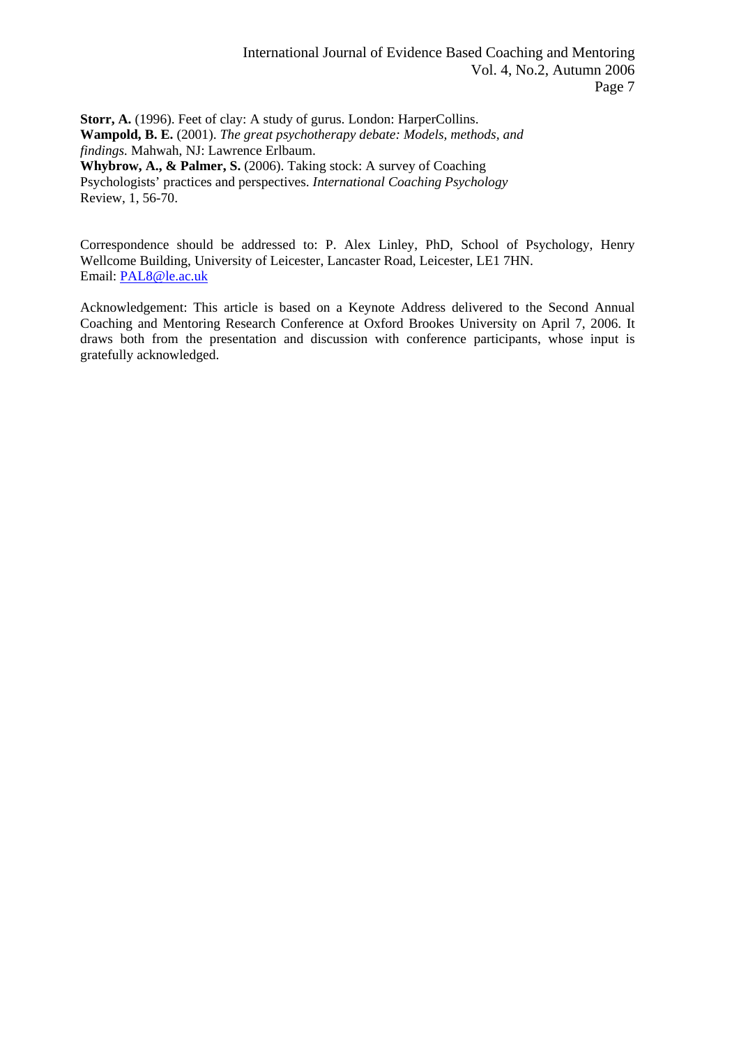**Storr, A.** (1996). Feet of clay: A study of gurus. London: HarperCollins.
**Wampold, B. E.** (2001). *The great psychotherapy debate: Models, methods, and findings.* Mahwah, NJ: Lawrence Erlbaum.
**Whybrow, A., & Palmer, S.** (2006). Taking stock: A survey of Coaching Psychologists' practices and perspectives. *International Coaching Psychology* Review, 1, 56-70.

Correspondence should be addressed to: P. Alex Linley, PhD, School of Psychology, Henry Wellcome Building, University of Leicester, Lancaster Road, Leicester, LE1 7HN.
Email: PAL8@le.ac.uk

Acknowledgement: This article is based on a Keynote Address delivered to the Second Annual Coaching and Mentoring Research Conference at Oxford Brookes University on April 7, 2006. It draws both from the presentation and discussion with conference participants, whose input is gratefully acknowledged.